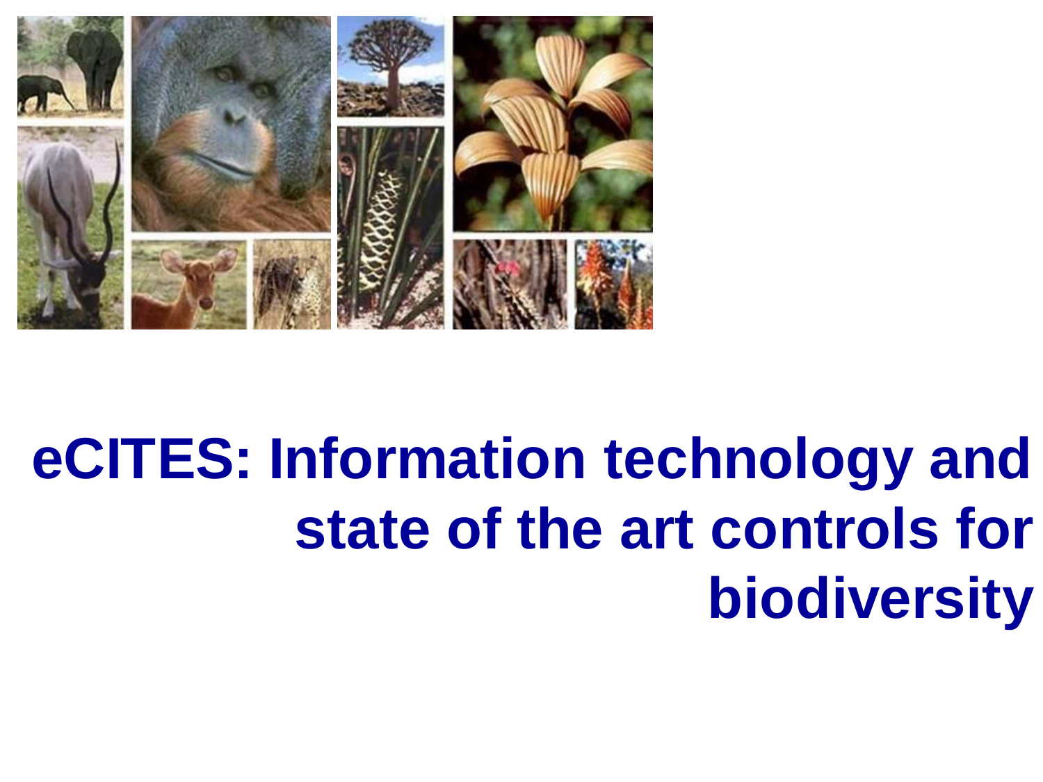# eCITES: Information technology and state of the art controls for biodiversity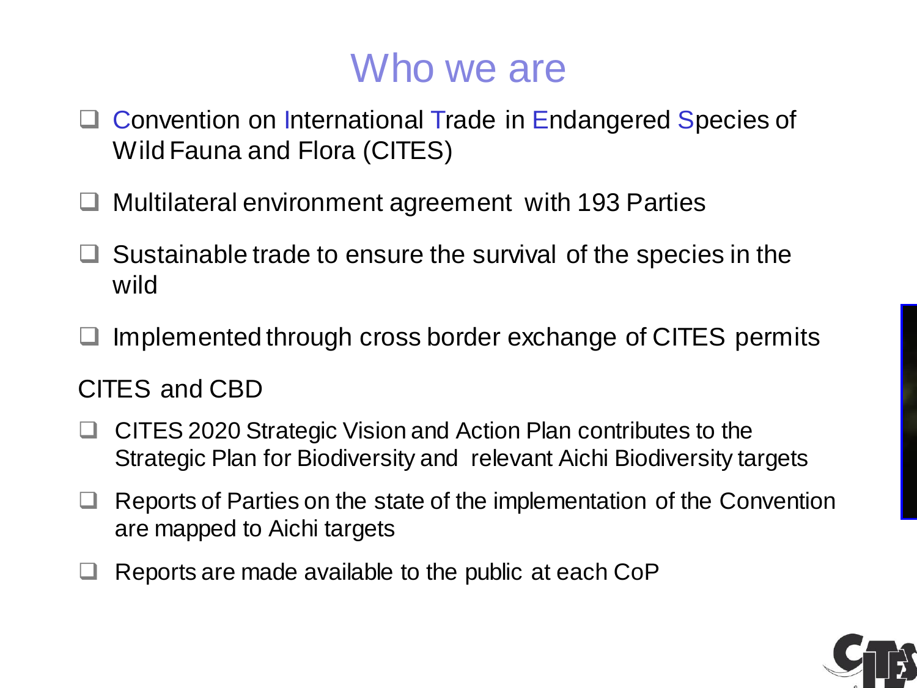# Who we are

- Convention on International Trade in Endangered Species of Wild Fauna and Flora (CITES)
- Multilateral environment agreement with 193 Parties
- Sustainable trade to ensure the survival of the species in the wild
- Implemented through cross border exchange of CITES permits

## CITES and CBD

- CITES 2020 Strategic Vision and Action Plan contributes to the Strategic Plan for Biodiversity and relevant Aichi Biodiversity targets
- Reports of Parties on the state of the implementation of the Convention are mapped to Aichi targets
- Reports are made available to the public at each CoP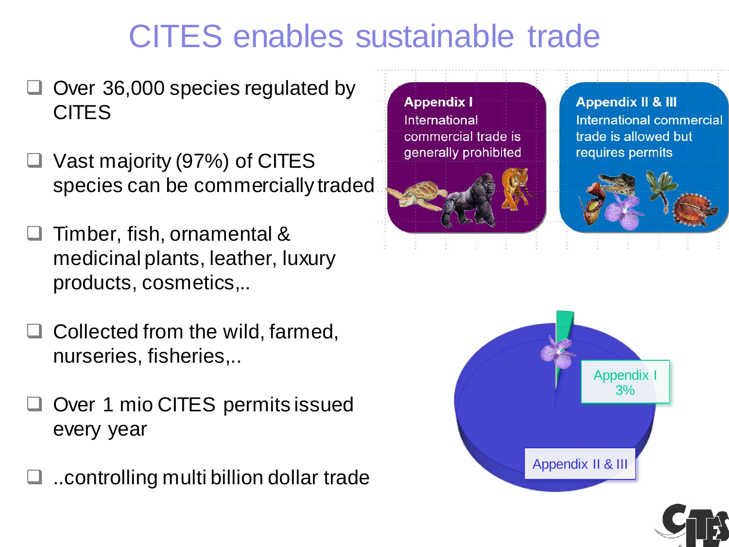# CITES enables sustainable trade

- Over 36,000 species regulated by CITES
- Vast majority (97%) of CITES species can be commercially traded
- Timber, fish, ornamental & medicinal plants, leather, luxury products, cosmetics,..
- Collected from the wild, farmed, nurseries, fisheries,..
- Over 1 mio CITES permits issued every year
- ..controlling multi billion dollar trade

**Appendix I**
International commercial trade is generally prohibited

**Appendix II & III**
International commercial trade is allowed but requires permits

Appendix I
3%

Appendix II & III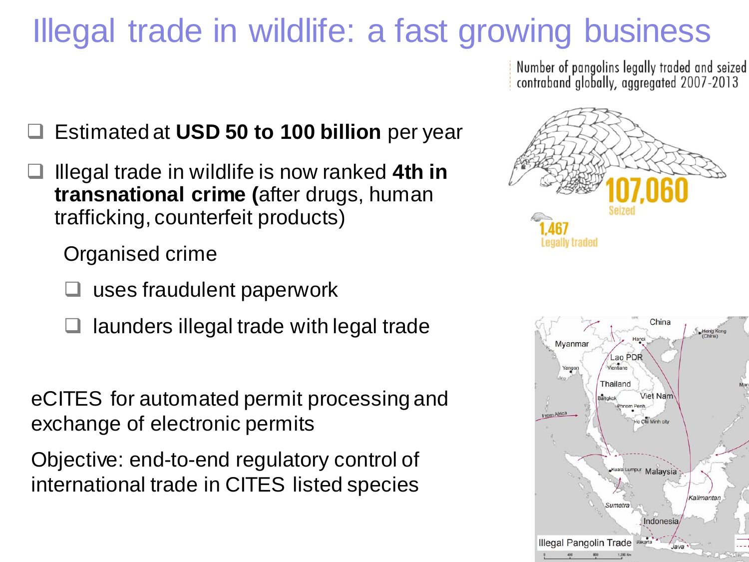# Illegal trade in wildlife: a fast growing business

- Estimated at **USD 50 to 100 billion** per year
- Illegal trade in wildlife is now ranked **4th in transnational crime (**after drugs, human trafficking, counterfeit products)

  Organised crime

  - uses fraudulent paperwork
  - launders illegal trade with legal trade

eCITES for automated permit processing and exchange of electronic permits

Objective: end-to-end regulatory control of international trade in CITES listed species

Number of pangolins legally traded and seized contraband globally, aggregated 2007-2013

107,060
Seized

1,467
Legally traded

China
Hong Kong (China)
Myanmar
Hanoi
Lao PDR
Vientiane
Yangon
Thailand
Viet Nam
Bangkok
Phnom Penh
From Africa
Ho Chi Minh city
Kuala Lumpur
Malaysia
Kalimantan
Sumatra
Indonesia
Jakarta
Java

Illegal Pangolin Trade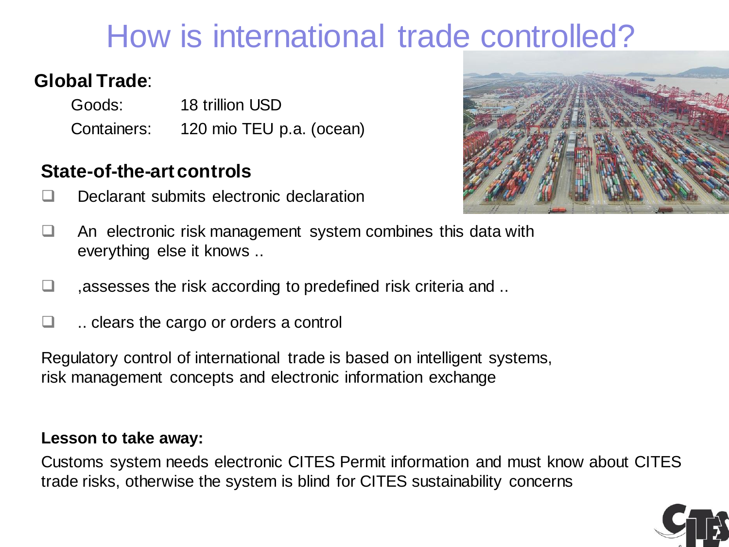# How is international trade controlled?

**Global Trade**:

Goods: 18 trillion USD

Containers: 120 mio TEU p.a. (ocean)

## State-of-the-art controls

- Declarant submits electronic declaration
- An electronic risk management system combines this data with everything else it knows ..
- ,assesses the risk according to predefined risk criteria and ..
- .. clears the cargo or orders a control

Regulatory control of international trade is based on intelligent systems, risk management concepts and electronic information exchange

**Lesson to take away:**

Customs system needs electronic CITES Permit information and must know about CITES trade risks, otherwise the system is blind for CITES sustainability concerns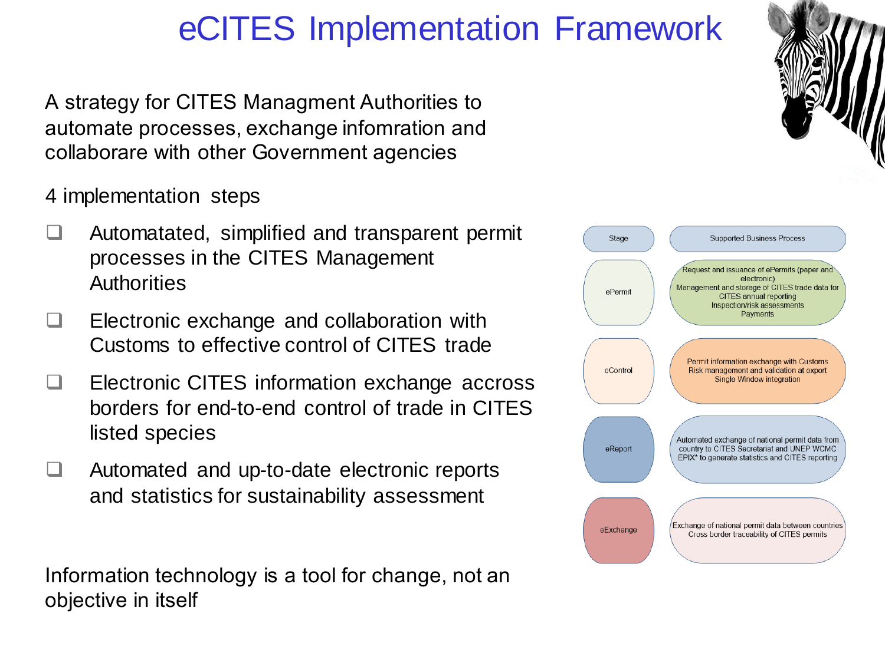# eCITES Implementation Framework

A strategy for CITES Managment Authorities to automate processes, exchange infomration and collaborare with other Government agencies

4 implementation steps

- ❑ Automatated, simplified and transparent permit processes in the CITES Management Authorities
- ❑ Electronic exchange and collaboration with Customs to effective control of CITES trade
- ❑ Electronic CITES information exchange accross borders for end-to-end control of trade in CITES listed species
- ❑ Automated and up-to-date electronic reports and statistics for sustainability assessment

Information technology is a tool for change, not an objective in itself

| Stage | Supported Business Process |
| --- | --- |
| ePermit | Request and issuance of ePermits (paper and electronic)<br>Management and storage of CITES trade data for CITES annual reporting<br>Inspection/risk assessments<br>Payments |
| eControl | Permit information exchange with Customs<br>Risk management and validation at export<br>Single Window integration |
| eReport | Automated exchange of national permit data from country to CITES Secretariat and UNEP WCMC EPIX* to generate statistics and CITES reporting |
| eExchange | Exchange of national permit data between countries<br>Cross border traceability of CITES permits |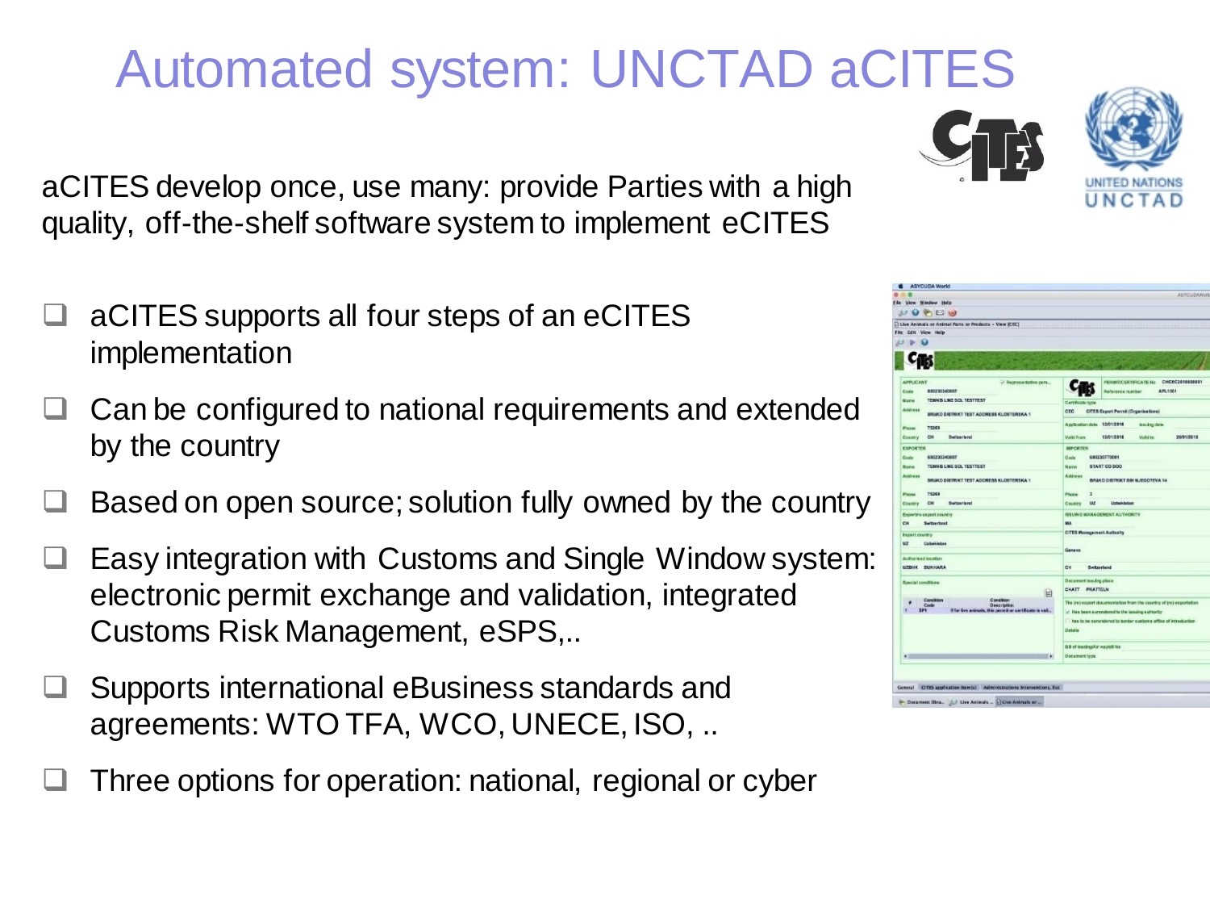# Automated system: UNCTAD aCITES

aCITES develop once, use many: provide Parties with a high quality, off-the-shelf software system to implement eCITES

- aCITES supports all four steps of an eCITES implementation
- Can be configured to national requirements and extended by the country
- Based on open source; solution fully owned by the country
- Easy integration with Customs and Single Window system: electronic permit exchange and validation, integrated Customs Risk Management, eSPS,..
- Supports international eBusiness standards and agreements: WTO TFA, WCO, UNECE, ISO, ..
- Three options for operation: national, regional or cyber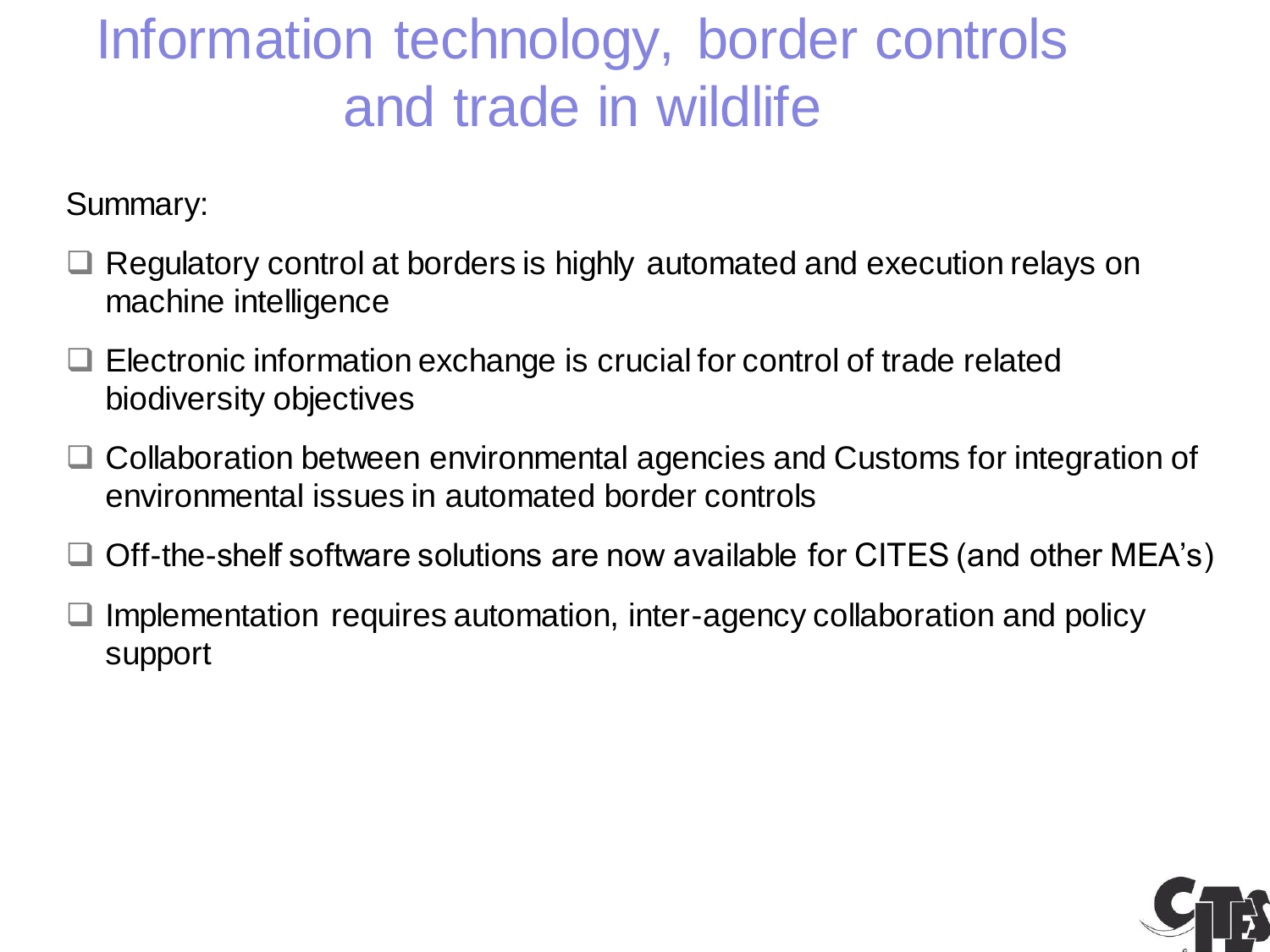# Information technology, border controls and trade in wildlife

Summary:

- Regulatory control at borders is highly automated and execution relays on machine intelligence
- Electronic information exchange is crucial for control of trade related biodiversity objectives
- Collaboration between environmental agencies and Customs for integration of environmental issues in automated border controls
- Off-the-shelf software solutions are now available for CITES (and other MEA's)
- Implementation requires automation, inter-agency collaboration and policy support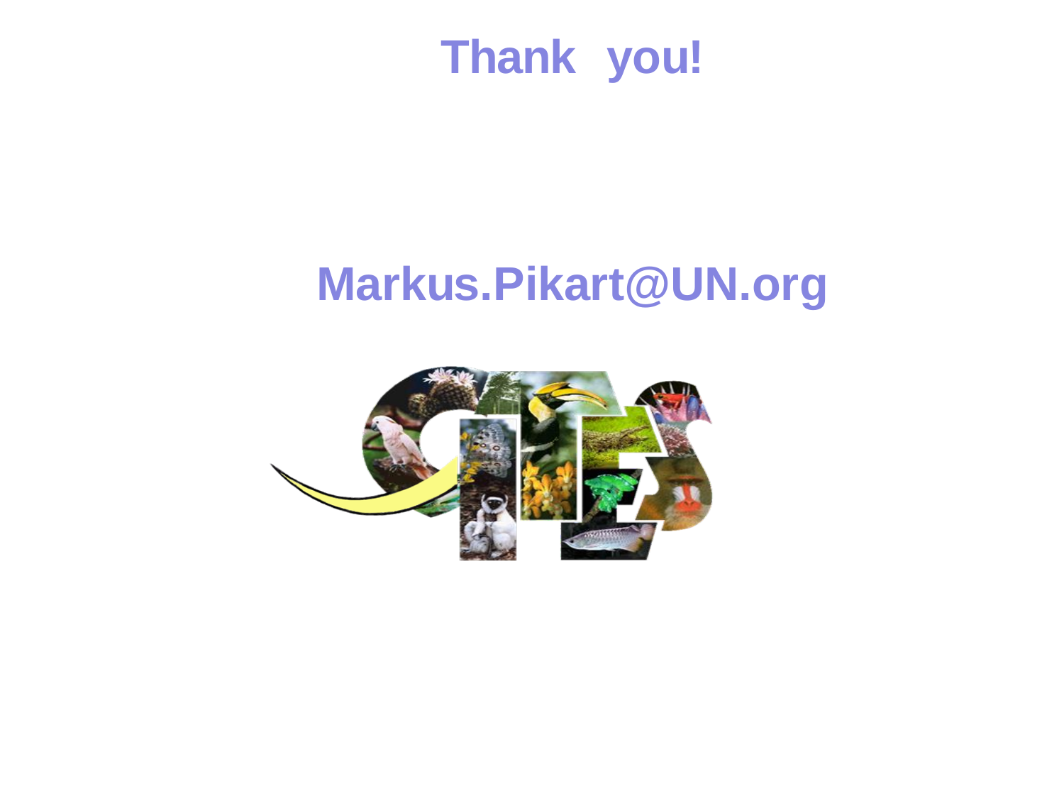# Thank you!

**Markus.Pikart@UN.org**